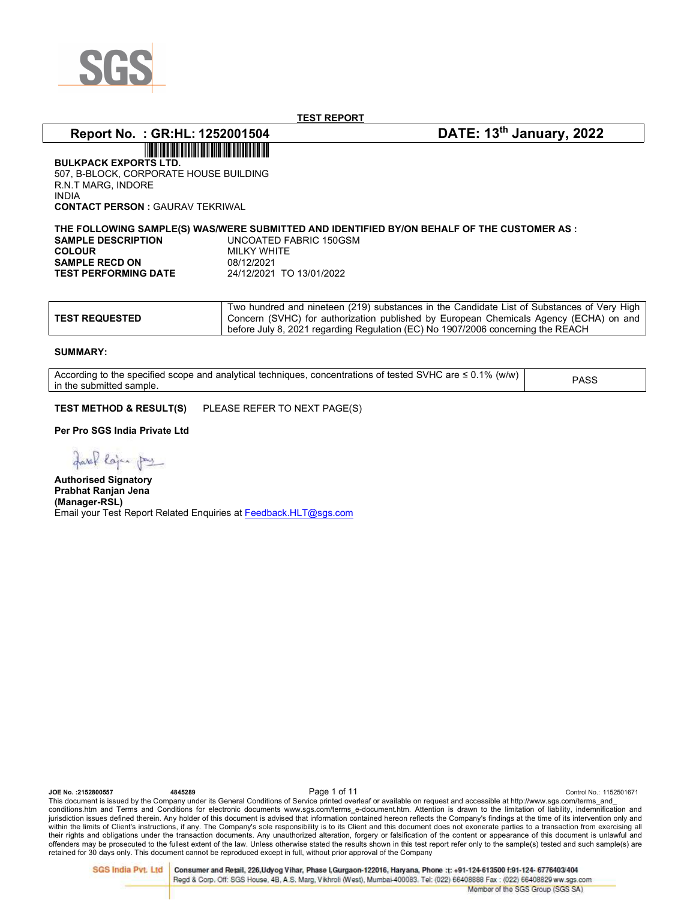**TEST REPORT**

**Report No. : GR:HL: 1252001504** **DATE: 13th January, 2022**

**BULKPACK EXPORTS LTD.**
507, B-BLOCK, CORPORATE HOUSE BUILDING
R.N.T MARG, INDORE
INDIA
**CONTACT PERSON :** GAURAV TEKRIWAL

**THE FOLLOWING SAMPLE(S) WAS/WERE SUBMITTED AND IDENTIFIED BY/ON BEHALF OF THE CUSTOMER AS :**

| | |
|---|---|
| **SAMPLE DESCRIPTION** | UNCOATED FABRIC 150GSM |
| **COLOUR** | MILKY WHITE |
| **SAMPLE RECD ON** | 08/12/2021 |
| **TEST PERFORMING DATE** | 24/12/2021 TO 13/01/2022 |

| | |
|---|---|
| **TEST REQUESTED** | Two hundred and nineteen (219) substances in the Candidate List of Substances of Very High Concern (SVHC) for authorization published by European Chemicals Agency (ECHA) on and before July 8, 2021 regarding Regulation (EC) No 1907/2006 concerning the REACH |

**SUMMARY:**

| | |
|---|---|
| According to the specified scope and analytical techniques, concentrations of tested SVHC are ≤ 0.1% (w/w) in the submitted sample. | PASS |

**TEST METHOD & RESULT(S)** PLEASE REFER TO NEXT PAGE(S)

**Per Pro SGS India Private Ltd**

**Authorised Signatory**
**Prabhat Ranjan Jena**
**(Manager-RSL)**
Email your Test Report Related Enquiries at Feedback.HLT@sgs.com

JOE No. :2152800557 4845289 Control No.: 1152501671

This document is issued by the Company under its General Conditions of Service printed overleaf or available on request and accessible at http://www.sgs.com/terms_and_conditions.htm and Terms and Conditions for electronic documents www.sgs.com/terms_e-document.htm. Attention is drawn to the limitation of liability, indemnification and jurisdiction issues defined therein. Any holder of this document is advised that information contained hereon reflects the Company's findings at the time of its intervention only and within the limits of Client's instructions, if any. The Company's sole responsibility is to its Client and this document does not exonerate parties to a transaction from exercising all their rights and obligations under the transaction documents. Any unauthorized alteration, forgery or falsification of the content or appearance of this document is unlawful and offenders may be prosecuted to the fullest extent of the law. Unless otherwise stated the results shown in this test report refer only to the sample(s) tested and such sample(s) are retained for 30 days only. This document cannot be reproduced except in full, without prior approval of the Company

SGS India Pvt. Ltd | Consumer and Retail, 226,Udyog Vihar, Phase I,Gurgaon-122016, Haryana, Phone :t: +91-124-613500 f:91-124- 6776403/404
Regd & Corp. Off: SGS House, 4B, A.S. Marg, Vikhroli (West), Mumbai-400083. Tel: (022) 66408888 Fax : (022) 66408829 ww.sgs.com
Member of the SGS Group (SGS SA)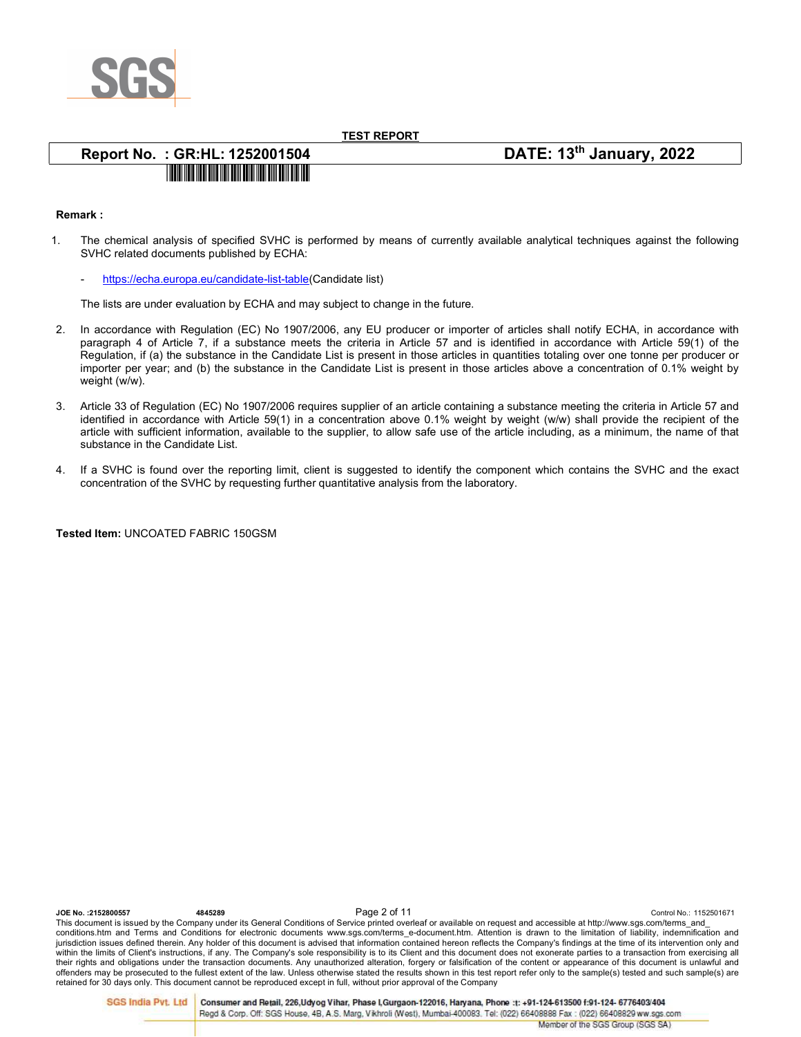**TEST REPORT**

**Report No. : GR:HL: 1252001504** **DATE: 13th January, 2022**

**Remark :**

1. The chemical analysis of specified SVHC is performed by means of currently available analytical techniques against the following SVHC related documents published by ECHA:

   - https://echa.europa.eu/candidate-list-table(Candidate list)

   The lists are under evaluation by ECHA and may subject to change in the future.

2. In accordance with Regulation (EC) No 1907/2006, any EU producer or importer of articles shall notify ECHA, in accordance with paragraph 4 of Article 7, if a substance meets the criteria in Article 57 and is identified in accordance with Article 59(1) of the Regulation, if (a) the substance in the Candidate List is present in those articles in quantities totaling over one tonne per producer or importer per year; and (b) the substance in the Candidate List is present in those articles above a concentration of 0.1% weight by weight (w/w).

3. Article 33 of Regulation (EC) No 1907/2006 requires supplier of an article containing a substance meeting the criteria in Article 57 and identified in accordance with Article 59(1) in a concentration above 0.1% weight by weight (w/w) shall provide the recipient of the article with sufficient information, available to the supplier, to allow safe use of the article including, as a minimum, the name of that substance in the Candidate List.

4. If a SVHC is found over the reporting limit, client is suggested to identify the component which contains the SVHC and the exact concentration of the SVHC by requesting further quantitative analysis from the laboratory.

**Tested Item:** UNCOATED FABRIC 150GSM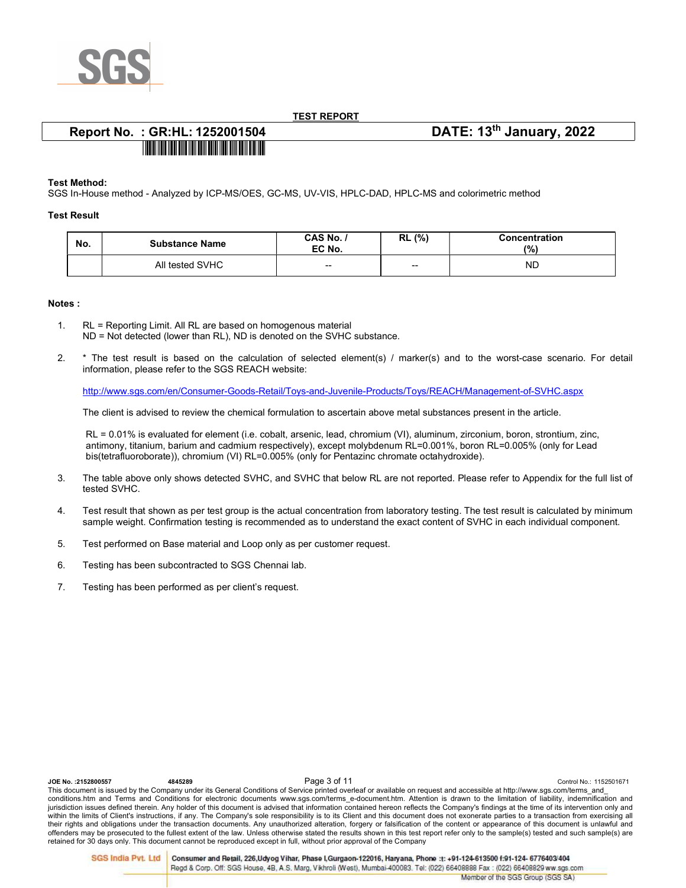TEST REPORT

**Report No. : GR:HL: 1252001504** **DATE: 13th January, 2022**

**Test Method:**

SGS In-House method - Analyzed by ICP-MS/OES, GC-MS, UV-VIS, HPLC-DAD, HPLC-MS and colorimetric method

**Test Result**

| No. | Substance Name | CAS No. / EC No. | RL (%) | Concentration (%) |
|---|---|---|---|---|
| | All tested SVHC | -- | -- | ND |

**Notes :**

1. RL = Reporting Limit. All RL are based on homogenous material
   ND = Not detected (lower than RL), ND is denoted on the SVHC substance.

2. * The test result is based on the calculation of selected element(s) / marker(s) and to the worst-case scenario. For detail information, please refer to the SGS REACH website:

   http://www.sgs.com/en/Consumer-Goods-Retail/Toys-and-Juvenile-Products/Toys/REACH/Management-of-SVHC.aspx

   The client is advised to review the chemical formulation to ascertain above metal substances present in the article.

   RL = 0.01% is evaluated for element (i.e. cobalt, arsenic, lead, chromium (VI), aluminum, zirconium, boron, strontium, zinc, antimony, titanium, barium and cadmium respectively), except molybdenum RL=0.001%, boron RL=0.005% (only for Lead bis(tetrafluoroborate)), chromium (VI) RL=0.005% (only for Pentazinc chromate octahydroxide).

3. The table above only shows detected SVHC, and SVHC that below RL are not reported. Please refer to Appendix for the full list of tested SVHC.

4. Test result that shown as per test group is the actual concentration from laboratory testing. The test result is calculated by minimum sample weight. Confirmation testing is recommended as to understand the exact content of SVHC in each individual component.

5. Test performed on Base material and Loop only as per customer request.

6. Testing has been subcontracted to SGS Chennai lab.

7. Testing has been performed as per client's request.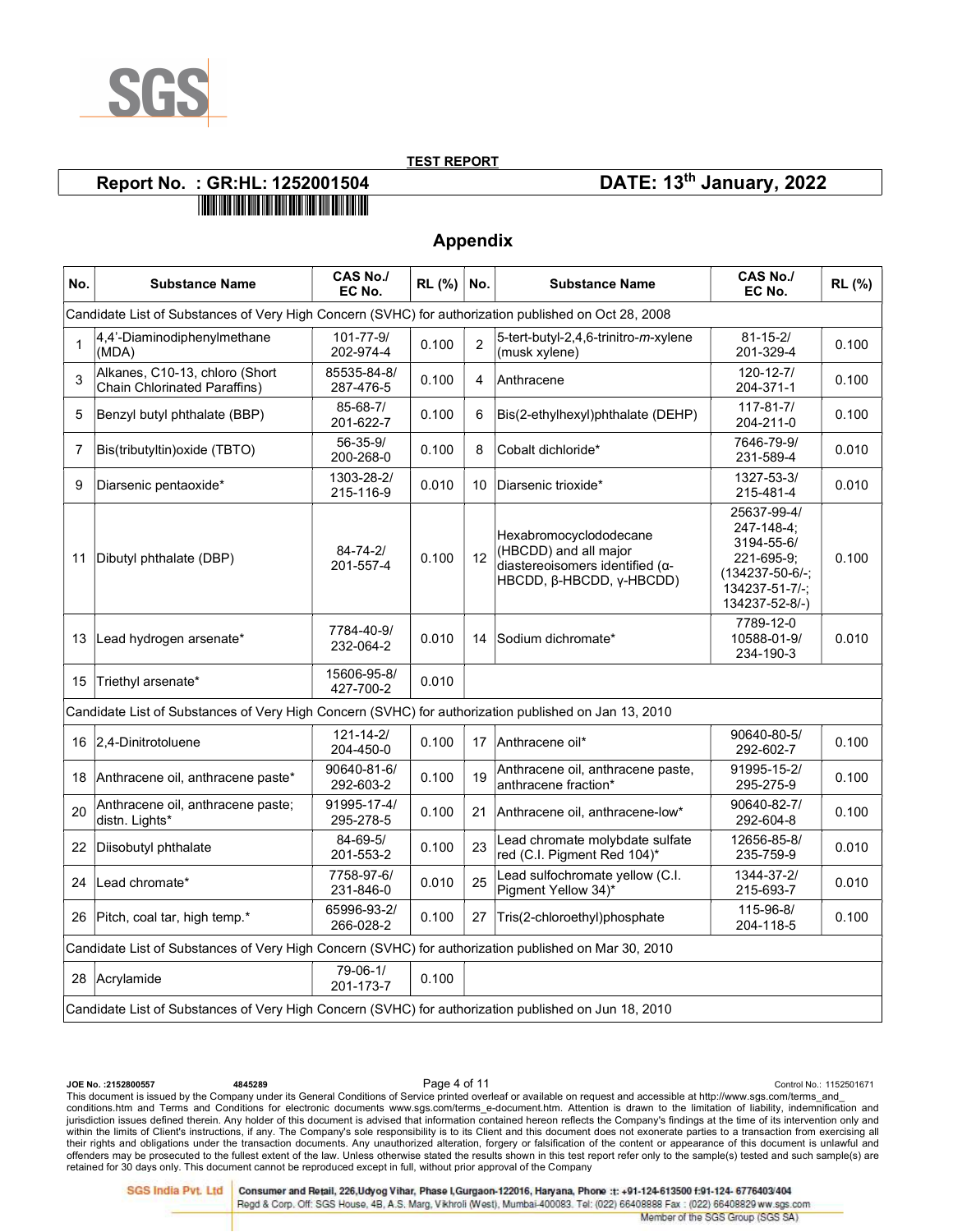**TEST REPORT**

**Report No. : GR:HL: 1252001504** **DATE: 13th January, 2022**

## Appendix

| No. | Substance Name | CAS No./ EC No. | RL (%) | No. | Substance Name | CAS No./ EC No. | RL (%) |
|---|---|---|---|---|---|---|---|
| Candidate List of Substances of Very High Concern (SVHC) for authorization published on Oct 28, 2008 | | | | | | | |
| 1 | 4,4'-Diaminodiphenylmethane (MDA) | 101-77-9/ 202-974-4 | 0.100 | 2 | 5-tert-butyl-2,4,6-trinitro-*m*-xylene (musk xylene) | 81-15-2/ 201-329-4 | 0.100 |
| 3 | Alkanes, C10-13, chloro (Short Chain Chlorinated Paraffins) | 85535-84-8/ 287-476-5 | 0.100 | 4 | Anthracene | 120-12-7/ 204-371-1 | 0.100 |
| 5 | Benzyl butyl phthalate (BBP) | 85-68-7/ 201-622-7 | 0.100 | 6 | Bis(2-ethylhexyl)phthalate (DEHP) | 117-81-7/ 204-211-0 | 0.100 |
| 7 | Bis(tributyltin)oxide (TBTO) | 56-35-9/ 200-268-0 | 0.100 | 8 | Cobalt dichloride* | 7646-79-9/ 231-589-4 | 0.010 |
| 9 | Diarsenic pentaoxide* | 1303-28-2/ 215-116-9 | 0.010 | 10 | Diarsenic trioxide* | 1327-53-3/ 215-481-4 | 0.010 |
| 11 | Dibutyl phthalate (DBP) | 84-74-2/ 201-557-4 | 0.100 | 12 | Hexabromocyclododecane (HBCDD) and all major diastereoisomers identified (α-HBCDD, β-HBCDD, γ-HBCDD) | 25637-99-4/ 247-148-4; 3194-55-6/ 221-695-9; (134237-50-6/-; 134237-51-7/-; 134237-52-8/-) | 0.100 |
| 13 | Lead hydrogen arsenate* | 7784-40-9/ 232-064-2 | 0.010 | 14 | Sodium dichromate* | 7789-12-0 10588-01-9/ 234-190-3 | 0.010 |
| 15 | Triethyl arsenate* | 15606-95-8/ 427-700-2 | 0.010 | | | | |
| Candidate List of Substances of Very High Concern (SVHC) for authorization published on Jan 13, 2010 | | | | | | | |
| 16 | 2,4-Dinitrotoluene | 121-14-2/ 204-450-0 | 0.100 | 17 | Anthracene oil* | 90640-80-5/ 292-602-7 | 0.100 |
| 18 | Anthracene oil, anthracene paste* | 90640-81-6/ 292-603-2 | 0.100 | 19 | Anthracene oil, anthracene paste, anthracene fraction* | 91995-15-2/ 295-275-9 | 0.100 |
| 20 | Anthracene oil, anthracene paste; distn. Lights* | 91995-17-4/ 295-278-5 | 0.100 | 21 | Anthracene oil, anthracene-low* | 90640-82-7/ 292-604-8 | 0.100 |
| 22 | Diisobutyl phthalate | 84-69-5/ 201-553-2 | 0.100 | 23 | Lead chromate molybdate sulfate red (C.I. Pigment Red 104)* | 12656-85-8/ 235-759-9 | 0.010 |
| 24 | Lead chromate* | 7758-97-6/ 231-846-0 | 0.010 | 25 | Lead sulfochromate yellow (C.I. Pigment Yellow 34)* | 1344-37-2/ 215-693-7 | 0.010 |
| 26 | Pitch, coal tar, high temp.* | 65996-93-2/ 266-028-2 | 0.100 | 27 | Tris(2-chloroethyl)phosphate | 115-96-8/ 204-118-5 | 0.100 |
| Candidate List of Substances of Very High Concern (SVHC) for authorization published on Mar 30, 2010 | | | | | | | |
| 28 | Acrylamide | 79-06-1/ 201-173-7 | 0.100 | | | | |
| Candidate List of Substances of Very High Concern (SVHC) for authorization published on Jun 18, 2010 | | | | | | | |

JOE No. :2152800557 4845289 Control No.: 1152501671

This document is issued by the Company under its General Conditions of Service printed overleaf or available on request and accessible at http://www.sgs.com/terms_and_conditions.htm and Terms and Conditions for electronic documents www.sgs.com/terms_e-document.htm. Attention is drawn to the limitation of liability, indemnification and jurisdiction issues defined therein. Any holder of this document is advised that information contained hereon reflects the Company's findings at the time of its intervention only and within the limits of Client's instructions, if any. The Company's sole responsibility is to its Client and this document does not exonerate parties to a transaction from exercising all their rights and obligations under the transaction documents. Any unauthorized alteration, forgery or falsification of the content or appearance of this document is unlawful and offenders may be prosecuted to the fullest extent of the law. Unless otherwise stated the results shown in this test report refer only to the sample(s) tested and such sample(s) are retained for 30 days only. This document cannot be reproduced except in full, without prior approval of the Company

SGS India Pvt. Ltd | Consumer and Retail, 226,Udyog Vihar, Phase I,Gurgaon-122016, Haryana, Phone :t: +91-124-613500 f:91-124- 6776403/404
Regd & Corp. Off: SGS House, 4B, A.S. Marg, Vikhroli (West), Mumbai-400083. Tel: (022) 66408888 Fax : (022) 66408829 ww.sgs.com
Member of the SGS Group (SGS SA)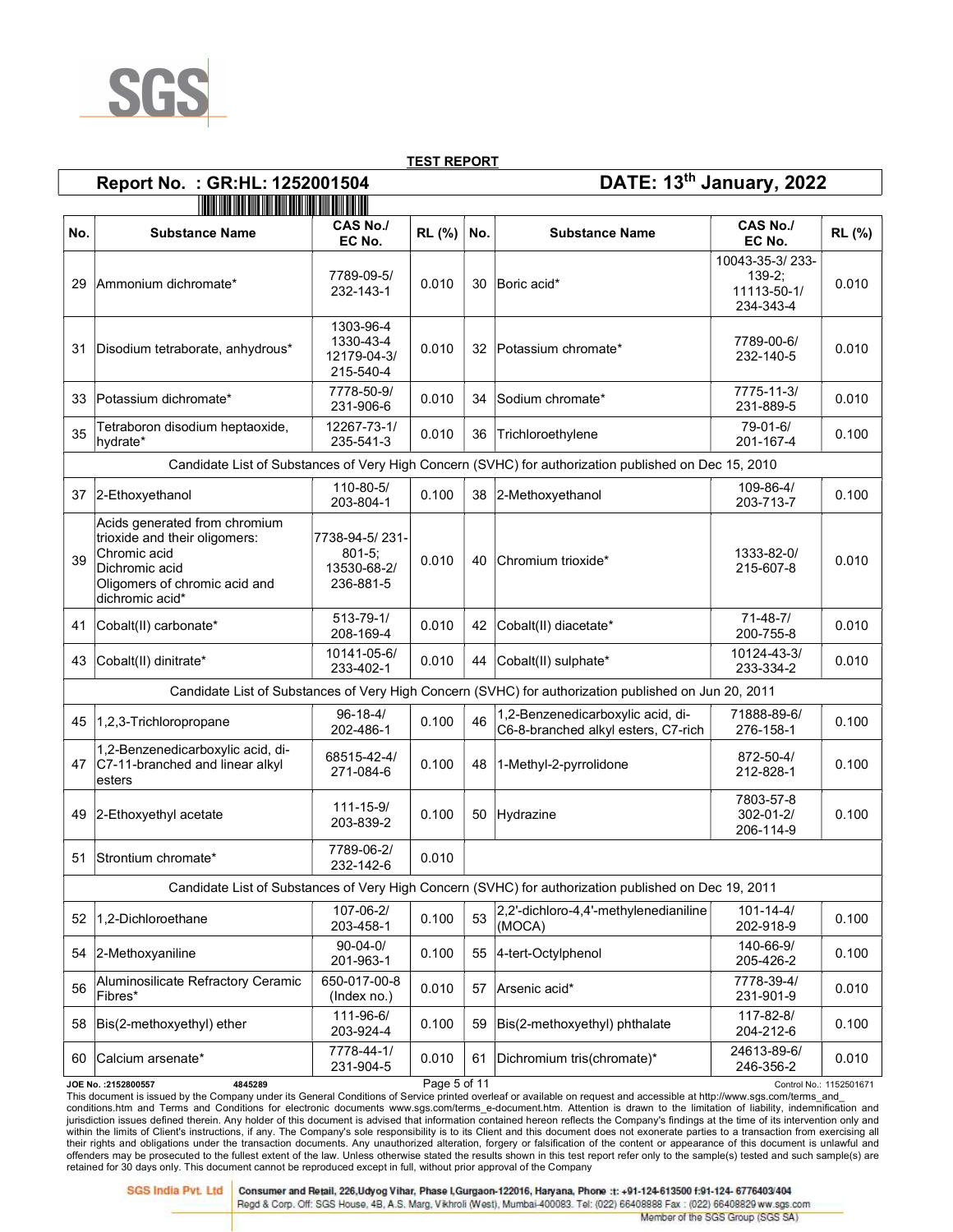**TEST REPORT**

**Report No. : GR:HL: 1252001504** **DATE: 13th January, 2022**

| No. | Substance Name | CAS No./ EC No. | RL (%) | No. | Substance Name | CAS No./ EC No. | RL (%) |
|---|---|---|---|---|---|---|---|
| 29 | Ammonium dichromate* | 7789-09-5/ 232-143-1 | 0.010 | 30 | Boric acid* | 10043-35-3/ 233-139-2; 11113-50-1/ 234-343-4 | 0.010 |
| 31 | Disodium tetraborate, anhydrous* | 1303-96-4 1330-43-4 12179-04-3/ 215-540-4 | 0.010 | 32 | Potassium chromate* | 7789-00-6/ 232-140-5 | 0.010 |
| 33 | Potassium dichromate* | 7778-50-9/ 231-906-6 | 0.010 | 34 | Sodium chromate* | 7775-11-3/ 231-889-5 | 0.010 |
| 35 | Tetraboron disodium heptaoxide, hydrate* | 12267-73-1/ 235-541-3 | 0.010 | 36 | Trichloroethylene | 79-01-6/ 201-167-4 | 0.100 |
| Candidate List of Substances of Very High Concern (SVHC) for authorization published on Dec 15, 2010 | | | | | | | |
| 37 | 2-Ethoxyethanol | 110-80-5/ 203-804-1 | 0.100 | 38 | 2-Methoxyethanol | 109-86-4/ 203-713-7 | 0.100 |
| 39 | Acids generated from chromium trioxide and their oligomers: Chromic acid Dichromic acid Oligomers of chromic acid and dichromic acid* | 7738-94-5/ 231-801-5; 13530-68-2/ 236-881-5 | 0.010 | 40 | Chromium trioxide* | 1333-82-0/ 215-607-8 | 0.010 |
| 41 | Cobalt(II) carbonate* | 513-79-1/ 208-169-4 | 0.010 | 42 | Cobalt(II) diacetate* | 71-48-7/ 200-755-8 | 0.010 |
| 43 | Cobalt(II) dinitrate* | 10141-05-6/ 233-402-1 | 0.010 | 44 | Cobalt(II) sulphate* | 10124-43-3/ 233-334-2 | 0.010 |
| Candidate List of Substances of Very High Concern (SVHC) for authorization published on Jun 20, 2011 | | | | | | | |
| 45 | 1,2,3-Trichloropropane | 96-18-4/ 202-486-1 | 0.100 | 46 | 1,2-Benzenedicarboxylic acid, di-C6-8-branched alkyl esters, C7-rich | 71888-89-6/ 276-158-1 | 0.100 |
| 47 | 1,2-Benzenedicarboxylic acid, di-C7-11-branched and linear alkyl esters | 68515-42-4/ 271-084-6 | 0.100 | 48 | 1-Methyl-2-pyrrolidone | 872-50-4/ 212-828-1 | 0.100 |
| 49 | 2-Ethoxyethyl acetate | 111-15-9/ 203-839-2 | 0.100 | 50 | Hydrazine | 7803-57-8 302-01-2/ 206-114-9 | 0.100 |
| 51 | Strontium chromate* | 7789-06-2/ 232-142-6 | 0.010 | | | | |
| Candidate List of Substances of Very High Concern (SVHC) for authorization published on Dec 19, 2011 | | | | | | | |
| 52 | 1,2-Dichloroethane | 107-06-2/ 203-458-1 | 0.100 | 53 | 2,2'-dichloro-4,4'-methylenedianiline (MOCA) | 101-14-4/ 202-918-9 | 0.100 |
| 54 | 2-Methoxyaniline | 90-04-0/ 201-963-1 | 0.100 | 55 | 4-tert-Octylphenol | 140-66-9/ 205-426-2 | 0.100 |
| 56 | Aluminosilicate Refractory Ceramic Fibres* | 650-017-00-8 (Index no.) | 0.010 | 57 | Arsenic acid* | 7778-39-4/ 231-901-9 | 0.010 |
| 58 | Bis(2-methoxyethyl) ether | 111-96-6/ 203-924-4 | 0.100 | 59 | Bis(2-methoxyethyl) phthalate | 117-82-8/ 204-212-6 | 0.100 |
| 60 | Calcium arsenate* | 7778-44-1/ 231-904-5 | 0.010 | 61 | Dichromium tris(chromate)* | 24613-89-6/ 246-356-2 | 0.010 |

JOE No. :2152800557 4845289 Control No.: 1152501671

This document is issued by the Company under its General Conditions of Service printed overleaf or available on request and accessible at http://www.sgs.com/terms_and_conditions.htm and Terms and Conditions for electronic documents www.sgs.com/terms_e-document.htm. Attention is drawn to the limitation of liability, indemnification and jurisdiction issues defined therein. Any holder of this document is advised that information contained hereon reflects the Company's findings at the time of its intervention only and within the limits of Client's instructions, if any. The Company's sole responsibility is to its Client and this document does not exonerate parties to a transaction from exercising all their rights and obligations under the transaction documents. Any unauthorized alteration, forgery or falsification of the content or appearance of this document is unlawful and offenders may be prosecuted to the fullest extent of the law. Unless otherwise stated the results shown in this test report refer only to the sample(s) tested and such sample(s) are retained for 30 days only. This document cannot be reproduced except in full, without prior approval of the Company

SGS India Pvt. Ltd | Consumer and Retail, 226,Udyog Vihar, Phase I,Gurgaon-122016, Haryana, Phone :t: +91-124-613500 f:91-124- 6776403/404
Regd & Corp. Off: SGS House, 4B, A.S. Marg, Vikhroli (West), Mumbai-400083. Tel: (022) 66408888 Fax : (022) 66408829 ww.sgs.com
Member of the SGS Group (SGS SA)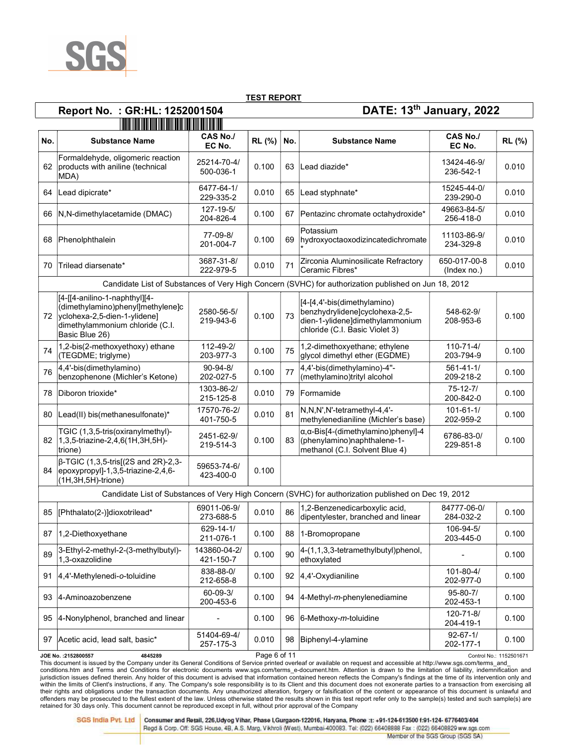**TEST REPORT**

**Report No. : GR:HL: 1252001504** **DATE: 13th January, 2022**

| No. | Substance Name | CAS No./ EC No. | RL (%) | No. | Substance Name | CAS No./ EC No. | RL (%) |
|---|---|---|---|---|---|---|---|
| 62 | Formaldehyde, oligomeric reaction products with aniline (technical MDA) | 25214-70-4/ 500-036-1 | 0.100 | 63 | Lead diazide* | 13424-46-9/ 236-542-1 | 0.010 |
| 64 | Lead dipicrate* | 6477-64-1/ 229-335-2 | 0.010 | 65 | Lead styphnate* | 15245-44-0/ 239-290-0 | 0.010 |
| 66 | N,N-dimethylacetamide (DMAC) | 127-19-5/ 204-826-4 | 0.100 | 67 | Pentazinc chromate octahydroxide* | 49663-84-5/ 256-418-0 | 0.010 |
| 68 | Phenolphthalein | 77-09-8/ 201-004-7 | 0.100 | 69 | Potassium hydroxyoctaoxodizincatedichromate* | 11103-86-9/ 234-329-8 | 0.010 |
| 70 | Trilead diarsenate* | 3687-31-8/ 222-979-5 | 0.010 | 71 | Zirconia Aluminosilicate Refractory Ceramic Fibres* | 650-017-00-8 (Index no.) | 0.010 |
| Candidate List of Substances of Very High Concern (SVHC) for authorization published on Jun 18, 2012 | | | | | | | |
| 72 | [4-[[4-anilino-1-naphthyl][4-(dimethylamino)phenyl]methylene]cyclohexa-2,5-dien-1-ylidene] dimethylammonium chloride (C.I. Basic Blue 26) | 2580-56-5/ 219-943-6 | 0.100 | 73 | [4-[4,4'-bis(dimethylamino) benzhydrylidene]cyclohexa-2,5-dien-1-ylidene]dimethylammonium chloride (C.I. Basic Violet 3) | 548-62-9/ 208-953-6 | 0.100 |
| 74 | 1,2-bis(2-methoxyethoxy) ethane (TEGDME; triglyme) | 112-49-2/ 203-977-3 | 0.100 | 75 | 1,2-dimethoxyethane; ethylene glycol dimethyl ether (EGDME) | 110-71-4/ 203-794-9 | 0.100 |
| 76 | 4,4'-bis(dimethylamino) benzophenone (Michler's Ketone) | 90-94-8/ 202-027-5 | 0.100 | 77 | 4,4'-bis(dimethylamino)-4''-(methylamino)trityl alcohol | 561-41-1/ 209-218-2 | 0.100 |
| 78 | Diboron trioxide* | 1303-86-2/ 215-125-8 | 0.010 | 79 | Formamide | 75-12-7/ 200-842-0 | 0.100 |
| 80 | Lead(II) bis(methanesulfonate)* | 17570-76-2/ 401-750-5 | 0.010 | 81 | N,N,N',N'-tetramethyl-4,4'-methylenedianiline (Michler's base) | 101-61-1/ 202-959-2 | 0.100 |
| 82 | TGIC (1,3,5-tris(oxiranylmethyl)-1,3,5-triazine-2,4,6(1H,3H,5H)-trione) | 2451-62-9/ 219-514-3 | 0.100 | 83 | α,α-Bis[4-(dimethylamino)phenyl]-4 (phenylamino)naphthalene-1-methanol (C.I. Solvent Blue 4) | 6786-83-0/ 229-851-8 | 0.100 |
| 84 | β-TGIC (1,3,5-tris[(2S and 2R)-2,3-epoxypropyl]-1,3,5-triazine-2,4,6-(1H,3H,5H)-trione) | 59653-74-6/ 423-400-0 | 0.100 | | | | |
| Candidate List of Substances of Very High Concern (SVHC) for authorization published on Dec 19, 2012 | | | | | | | |
| 85 | [Phthalato(2-)]dioxotrilead* | 69011-06-9/ 273-688-5 | 0.010 | 86 | 1,2-Benzenedicarboxylic acid, dipentylester, branched and linear | 84777-06-0/ 284-032-2 | 0.100 |
| 87 | 1,2-Diethoxyethane | 629-14-1/ 211-076-1 | 0.100 | 88 | 1-Bromopropane | 106-94-5/ 203-445-0 | 0.100 |
| 89 | 3-Ethyl-2-methyl-2-(3-methylbutyl)-1,3-oxazolidine | 143860-04-2/ 421-150-7 | 0.100 | 90 | 4-(1,1,3,3-tetramethylbutyl)phenol, ethoxylated | - | 0.100 |
| 91 | 4,4'-Methylenedi-*o*-toluidine | 838-88-0/ 212-658-8 | 0.100 | 92 | 4,4'-Oxydianiline | 101-80-4/ 202-977-0 | 0.100 |
| 93 | 4-Aminoazobenzene | 60-09-3/ 200-453-6 | 0.100 | 94 | 4-Methyl-*m*-phenylenediamine | 95-80-7/ 202-453-1 | 0.100 |
| 95 | 4-Nonylphenol, branched and linear | - | 0.100 | 96 | 6-Methoxy-*m*-toluidine | 120-71-8/ 204-419-1 | 0.100 |
| 97 | Acetic acid, lead salt, basic* | 51404-69-4/ 257-175-3 | 0.010 | 98 | Biphenyl-4-ylamine | 92-67-1/ 202-177-1 | 0.100 |

JOE No. :2152800557 4845289 Control No.: 1152501671

This document is issued by the Company under its General Conditions of Service printed overleaf or available on request and accessible at http://www.sgs.com/terms_and_conditions.htm and Terms and Conditions for electronic documents www.sgs.com/terms_e-document.htm. Attention is drawn to the limitation of liability, indemnification and jurisdiction issues defined therein. Any holder of this document is advised that information contained hereon reflects the Company's findings at the time of its intervention only and within the limits of Client's instructions, if any. The Company's sole responsibility is to its Client and this document does not exonerate parties to a transaction from exercising all their rights and obligations under the transaction documents. Any unauthorized alteration, forgery or falsification of the content or appearance of this document is unlawful and offenders may be prosecuted to the fullest extent of the law. Unless otherwise stated the results shown in this test report refer only to the sample(s) tested and such sample(s) are retained for 30 days only. This document cannot be reproduced except in full, without prior approval of the Company

SGS India Pvt. Ltd | Consumer and Retail, 226,Udyog Vihar, Phase I,Gurgaon-122016, Haryana, Phone :t: +91-124-613500 f:91-124- 6776403/404
Regd & Corp. Off: SGS House, 4B, A.S. Marg, Vikhroli (West), Mumbai-400083. Tel: (022) 66408888 Fax : (022) 66408829 ww.sgs.com
Member of the SGS Group (SGS SA)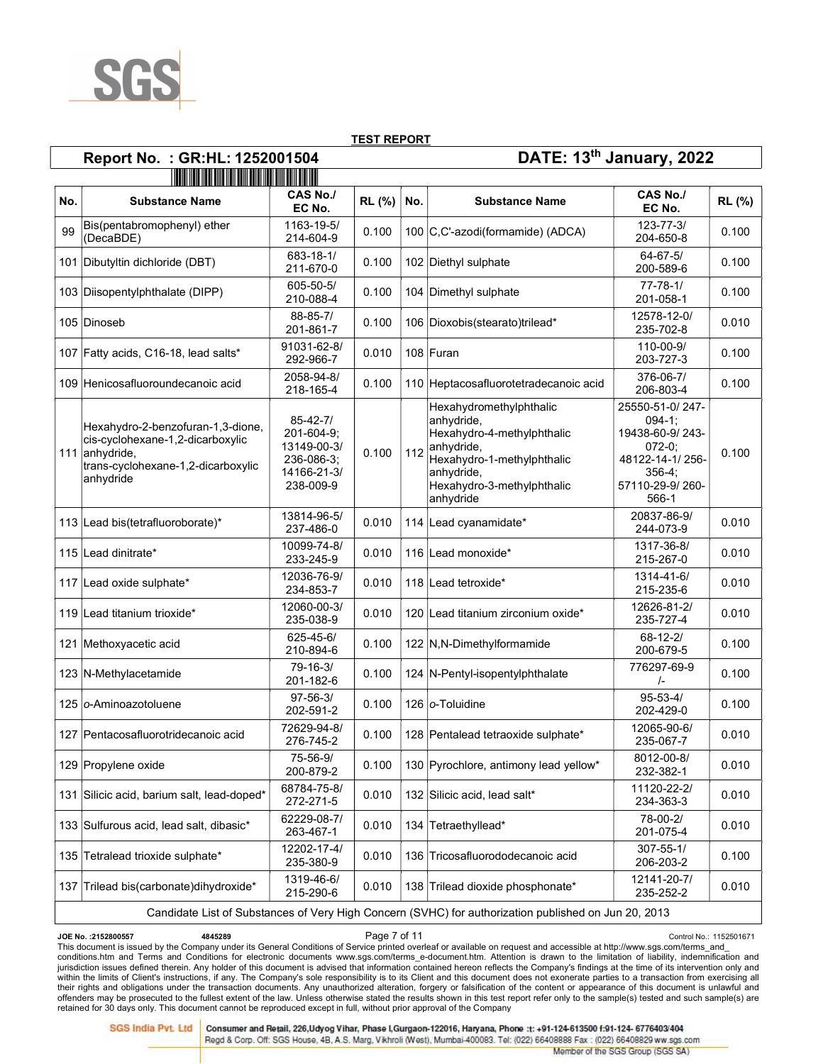**TEST REPORT**

**Report No. : GR:HL: 1252001504** **DATE: 13th January, 2022**

| No. | Substance Name | CAS No./ EC No. | RL (%) | No. | Substance Name | CAS No./ EC No. | RL (%) |
|---|---|---|---|---|---|---|---|
| 99 | Bis(pentabromophenyl) ether (DecaBDE) | 1163-19-5/ 214-604-9 | 0.100 | 100 | C,C'-azodi(formamide) (ADCA) | 123-77-3/ 204-650-8 | 0.100 |
| 101 | Dibutyltin dichloride (DBT) | 683-18-1/ 211-670-0 | 0.100 | 102 | Diethyl sulphate | 64-67-5/ 200-589-6 | 0.100 |
| 103 | Diisopentylphthalate (DIPP) | 605-50-5/ 210-088-4 | 0.100 | 104 | Dimethyl sulphate | 77-78-1/ 201-058-1 | 0.100 |
| 105 | Dinoseb | 88-85-7/ 201-861-7 | 0.100 | 106 | Dioxobis(stearato)trilead* | 12578-12-0/ 235-702-8 | 0.010 |
| 107 | Fatty acids, C16-18, lead salts* | 91031-62-8/ 292-966-7 | 0.010 | 108 | Furan | 110-00-9/ 203-727-3 | 0.100 |
| 109 | Henicosafluoroundecanoic acid | 2058-94-8/ 218-165-4 | 0.100 | 110 | Heptacosafluorotetradecanoic acid | 376-06-7/ 206-803-4 | 0.100 |
| 111 | Hexahydro-2-benzofuran-1,3-dione, cis-cyclohexane-1,2-dicarboxylic anhydride, trans-cyclohexane-1,2-dicarboxylic anhydride | 85-42-7/ 201-604-9; 13149-00-3/ 236-086-3; 14166-21-3/ 238-009-9 | 0.100 | 112 | Hexahydromethylphthalic anhydride, Hexahydro-4-methylphthalic anhydride, Hexahydro-1-methylphthalic anhydride, Hexahydro-3-methylphthalic anhydride | 25550-51-0/ 247-094-1; 19438-60-9/ 243-072-0; 48122-14-1/ 256-356-4; 57110-29-9/ 260-566-1 | 0.100 |
| 113 | Lead bis(tetrafluoroborate)* | 13814-96-5/ 237-486-0 | 0.010 | 114 | Lead cyanamidate* | 20837-86-9/ 244-073-9 | 0.010 |
| 115 | Lead dinitrate* | 10099-74-8/ 233-245-9 | 0.010 | 116 | Lead monoxide* | 1317-36-8/ 215-267-0 | 0.010 |
| 117 | Lead oxide sulphate* | 12036-76-9/ 234-853-7 | 0.010 | 118 | Lead tetroxide* | 1314-41-6/ 215-235-6 | 0.010 |
| 119 | Lead titanium trioxide* | 12060-00-3/ 235-038-9 | 0.010 | 120 | Lead titanium zirconium oxide* | 12626-81-2/ 235-727-4 | 0.010 |
| 121 | Methoxyacetic acid | 625-45-6/ 210-894-6 | 0.100 | 122 | N,N-Dimethylformamide | 68-12-2/ 200-679-5 | 0.100 |
| 123 | N-Methylacetamide | 79-16-3/ 201-182-6 | 0.100 | 124 | N-Pentyl-isopentylphthalate | 776297-69-9 /- | 0.100 |
| 125 | *o*-Aminoazotoluene | 97-56-3/ 202-591-2 | 0.100 | 126 | *o*-Toluidine | 95-53-4/ 202-429-0 | 0.100 |
| 127 | Pentacosafluorotridecanoic acid | 72629-94-8/ 276-745-2 | 0.100 | 128 | Pentalead tetraoxide sulphate* | 12065-90-6/ 235-067-7 | 0.010 |
| 129 | Propylene oxide | 75-56-9/ 200-879-2 | 0.100 | 130 | Pyrochlore, antimony lead yellow* | 8012-00-8/ 232-382-1 | 0.010 |
| 131 | Silicic acid, barium salt, lead-doped* | 68784-75-8/ 272-271-5 | 0.010 | 132 | Silicic acid, lead salt* | 11120-22-2/ 234-363-3 | 0.010 |
| 133 | Sulfurous acid, lead salt, dibasic* | 62229-08-7/ 263-467-1 | 0.010 | 134 | Tetraethyllead* | 78-00-2/ 201-075-4 | 0.010 |
| 135 | Tetralead trioxide sulphate* | 12202-17-4/ 235-380-9 | 0.010 | 136 | Tricosafluorododecanoic acid | 307-55-1/ 206-203-2 | 0.100 |
| 137 | Trilead bis(carbonate)dihydroxide* | 1319-46-6/ 215-290-6 | 0.010 | 138 | Trilead dioxide phosphonate* | 12141-20-7/ 235-252-2 | 0.010 |

Candidate List of Substances of Very High Concern (SVHC) for authorization published on Jun 20, 2013

JOE No. :2152800557 4845289 Control No.: 1152501671

This document is issued by the Company under its General Conditions of Service printed overleaf or available on request and accessible at http://www.sgs.com/terms_and_conditions.htm and Terms and Conditions for electronic documents www.sgs.com/terms_e-document.htm. Attention is drawn to the limitation of liability, indemnification and jurisdiction issues defined therein. Any holder of this document is advised that information contained hereon reflects the Company's findings at the time of its intervention only and within the limits of Client's instructions, if any. The Company's sole responsibility is to its Client and this document does not exonerate parties to a transaction from exercising all their rights and obligations under the transaction documents. Any unauthorized alteration, forgery or falsification of the content or appearance of this document is unlawful and offenders may be prosecuted to the fullest extent of the law. Unless otherwise stated the results shown in this test report refer only to the sample(s) tested and such sample(s) are retained for 30 days only. This document cannot be reproduced except in full, without prior approval of the Company

SGS India Pvt. Ltd | Consumer and Retail, 226,Udyog Vihar, Phase I,Gurgaon-122016, Haryana, Phone :t: +91-124-613500 f:91-124- 6776403/404
Regd & Corp. Off: SGS House, 4B, A.S. Marg, Vikhroli (West), Mumbai-400083. Tel: (022) 66408888 Fax : (022) 66408829 ww.sgs.com
Member of the SGS Group (SGS SA)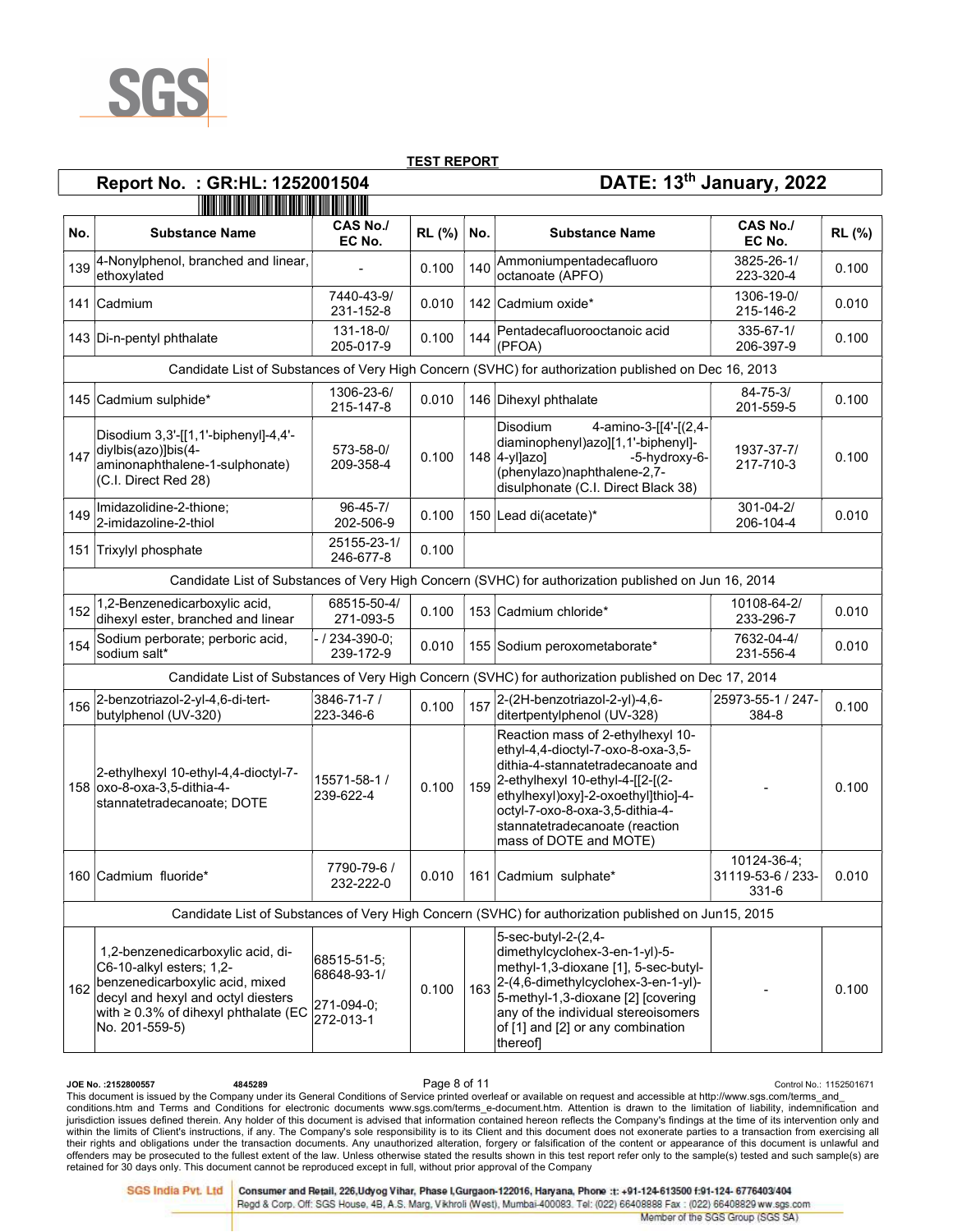**TEST REPORT**

**Report No. : GR:HL: 1252001504** **DATE: 13th January, 2022**

| No. | Substance Name | CAS No./ EC No. | RL (%) | No. | Substance Name | CAS No./ EC No. | RL (%) |
|---|---|---|---|---|---|---|---|
| 139 | 4-Nonylphenol, branched and linear, ethoxylated | - | 0.100 | 140 | Ammoniumpentadecafluoro octanoate (APFO) | 3825-26-1/ 223-320-4 | 0.100 |
| 141 | Cadmium | 7440-43-9/ 231-152-8 | 0.010 | 142 | Cadmium oxide* | 1306-19-0/ 215-146-2 | 0.010 |
| 143 | Di-n-pentyl phthalate | 131-18-0/ 205-017-9 | 0.100 | 144 | Pentadecafluorooctanoic acid (PFOA) | 335-67-1/ 206-397-9 | 0.100 |
| Candidate List of Substances of Very High Concern (SVHC) for authorization published on Dec 16, 2013 | | | | | | | |
| 145 | Cadmium sulphide* | 1306-23-6/ 215-147-8 | 0.010 | 146 | Dihexyl phthalate | 84-75-3/ 201-559-5 | 0.100 |
| 147 | Disodium 3,3'-[[1,1'-biphenyl]-4,4'-diylbis(azo)]bis(4-aminonaphthalene-1-sulphonate) (C.I. Direct Red 28) | 573-58-0/ 209-358-4 | 0.100 | 148 | Disodium 4-amino-3-[[4'-[(2,4-diaminophenyl)azo][1,1'-biphenyl]-4-yl]azo] -5-hydroxy-6-(phenylazo)naphthalene-2,7-disulphonate (C.I. Direct Black 38) | 1937-37-7/ 217-710-3 | 0.100 |
| 149 | Imidazolidine-2-thione; 2-imidazoline-2-thiol | 96-45-7/ 202-506-9 | 0.100 | 150 | Lead di(acetate)* | 301-04-2/ 206-104-4 | 0.010 |
| 151 | Trixylyl phosphate | 25155-23-1/ 246-677-8 | 0.100 | | | | |
| Candidate List of Substances of Very High Concern (SVHC) for authorization published on Jun 16, 2014 | | | | | | | |
| 152 | 1,2-Benzenedicarboxylic acid, dihexyl ester, branched and linear | 68515-50-4/ 271-093-5 | 0.100 | 153 | Cadmium chloride* | 10108-64-2/ 233-296-7 | 0.010 |
| 154 | Sodium perborate; perboric acid, sodium salt* | - / 234-390-0; 239-172-9 | 0.010 | 155 | Sodium peroxometaborate* | 7632-04-4/ 231-556-4 | 0.010 |
| Candidate List of Substances of Very High Concern (SVHC) for authorization published on Dec 17, 2014 | | | | | | | |
| 156 | 2-benzotriazol-2-yl-4,6-di-tert-butylphenol (UV-320) | 3846-71-7 / 223-346-6 | 0.100 | 157 | 2-(2H-benzotriazol-2-yl)-4,6-ditertpentylphenol (UV-328) | 25973-55-1 / 247-384-8 | 0.100 |
| 158 | 2-ethylhexyl 10-ethyl-4,4-dioctyl-7-oxo-8-oxa-3,5-dithia-4-stannatetradecanoate; DOTE | 15571-58-1 / 239-622-4 | 0.100 | 159 | Reaction mass of 2-ethylhexyl 10-ethyl-4,4-dioctyl-7-oxo-8-oxa-3,5-dithia-4-stannatetradecanoate and 2-ethylhexyl 10-ethyl-4-[[2-[(2-ethylhexyl)oxy]-2-oxoethyl]thio]-4-octyl-7-oxo-8-oxa-3,5-dithia-4-stannatetradecanoate (reaction mass of DOTE and MOTE) | - | 0.100 |
| 160 | Cadmium fluoride* | 7790-79-6 / 232-222-0 | 0.010 | 161 | Cadmium sulphate* | 10124-36-4; 31119-53-6 / 233-331-6 | 0.010 |
| Candidate List of Substances of Very High Concern (SVHC) for authorization published on Jun15, 2015 | | | | | | | |
| 162 | 1,2-benzenedicarboxylic acid, di-C6-10-alkyl esters; 1,2-benzenedicarboxylic acid, mixed decyl and hexyl and octyl diesters with ≥ 0.3% of dihexyl phthalate (EC No. 201-559-5) | 68515-51-5; 68648-93-1/ 271-094-0; 272-013-1 | 0.100 | 163 | 5-sec-butyl-2-(2,4-dimethylcyclohex-3-en-1-yl)-5-methyl-1,3-dioxane [1], 5-sec-butyl-2-(4,6-dimethylcyclohex-3-en-1-yl)-5-methyl-1,3-dioxane [2] [covering any of the individual stereoisomers of [1] and [2] or any combination thereof] | - | 0.100 |

JOE No. :2152800557 4845289 Control No.: 1152501671

This document is issued by the Company under its General Conditions of Service printed overleaf or available on request and accessible at http://www.sgs.com/terms_and_conditions.htm and Terms and Conditions for electronic documents www.sgs.com/terms_e-document.htm. Attention is drawn to the limitation of liability, indemnification and jurisdiction issues defined therein. Any holder of this document is advised that information contained hereon reflects the Company's findings at the time of its intervention only and within the limits of Client's instructions, if any. The Company's sole responsibility is to its Client and this document does not exonerate parties to a transaction from exercising all their rights and obligations under the transaction documents. Any unauthorized alteration, forgery or falsification of the content or appearance of this document is unlawful and offenders may be prosecuted to the fullest extent of the law. Unless otherwise stated the results shown in this test report refer only to the sample(s) tested and such sample(s) are retained for 30 days only. This document cannot be reproduced except in full, without prior approval of the Company

SGS India Pvt. Ltd | Consumer and Retail, 226,Udyog Vihar, Phase I,Gurgaon-122016, Haryana, Phone :t: +91-124-613500 f:91-124- 6776403/404
Regd & Corp. Off: SGS House, 4B, A.S. Marg, Vikhroli (West), Mumbai-400083. Tel: (022) 66408888 Fax : (022) 66408829 ww.sgs.com
Member of the SGS Group (SGS SA)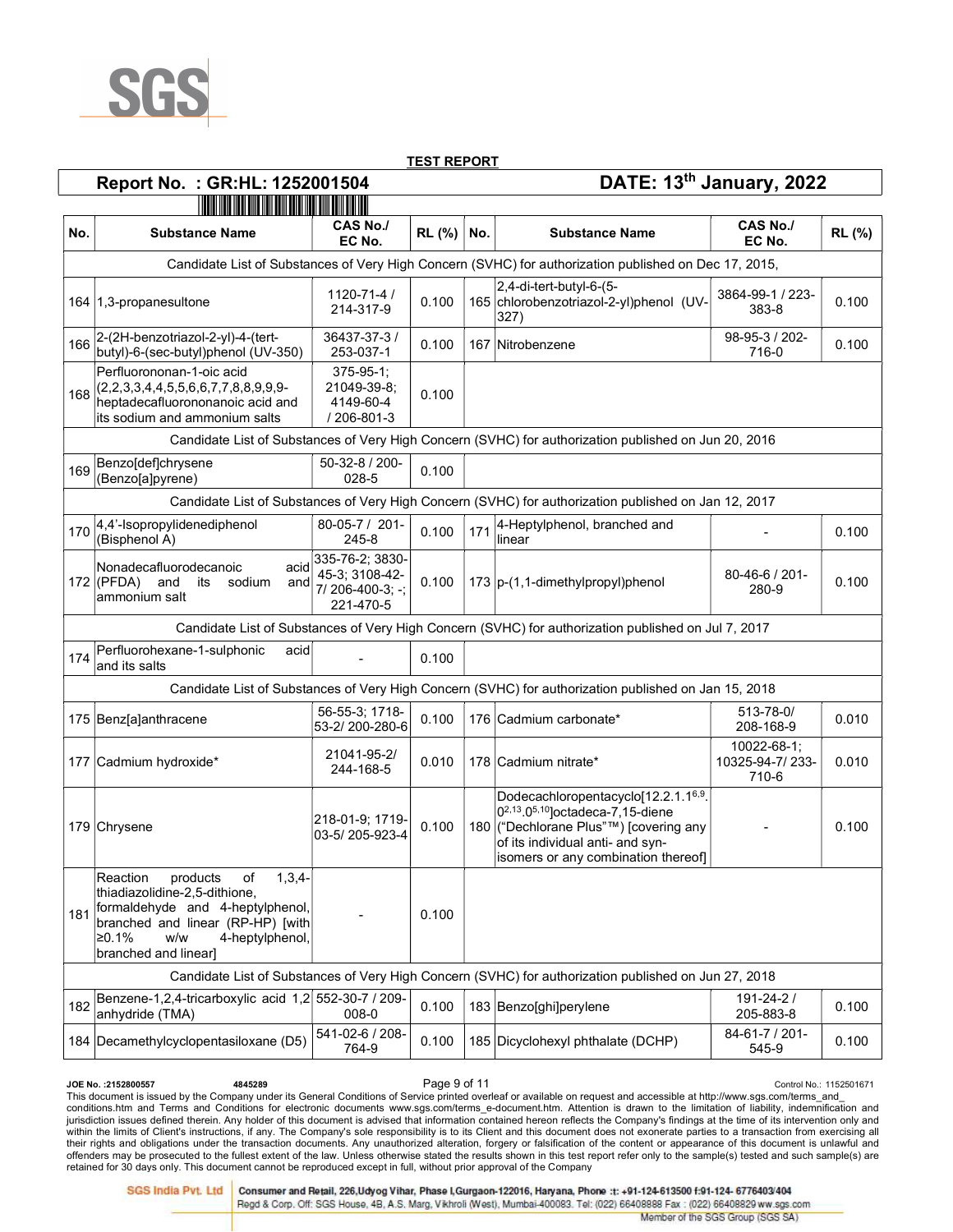**TEST REPORT**

**Report No. : GR:HL: 1252001504** **DATE: 13th January, 2022**

| No. | Substance Name | CAS No./ EC No. | RL (%) | No. | Substance Name | CAS No./ EC No. | RL (%) |
|---|---|---|---|---|---|---|---|
| Candidate List of Substances of Very High Concern (SVHC) for authorization published on Dec 17, 2015, | | | | | | | |
| 164 | 1,3-propanesultone | 1120-71-4 / 214-317-9 | 0.100 | 165 | 2,4-di-tert-butyl-6-(5-chlorobenzotriazol-2-yl)phenol (UV-327) | 3864-99-1 / 223-383-8 | 0.100 |
| 166 | 2-(2H-benzotriazol-2-yl)-4-(tert-butyl)-6-(sec-butyl)phenol (UV-350) | 36437-37-3 / 253-037-1 | 0.100 | 167 | Nitrobenzene | 98-95-3 / 202-716-0 | 0.100 |
| 168 | Perfluorononan-1-oic acid (2,2,3,3,4,4,5,5,6,6,7,7,8,8,9,9,9-heptadecafluorononanoic acid and its sodium and ammonium salts | 375-95-1; 21049-39-8; 4149-60-4 / 206-801-3 | 0.100 | | | | |
| Candidate List of Substances of Very High Concern (SVHC) for authorization published on Jun 20, 2016 | | | | | | | |
| 169 | Benzo[def]chrysene (Benzo[a]pyrene) | 50-32-8 / 200-028-5 | 0.100 | | | | |
| Candidate List of Substances of Very High Concern (SVHC) for authorization published on Jan 12, 2017 | | | | | | | |
| 170 | 4,4'-Isopropylidenediphenol (Bisphenol A) | 80-05-7 / 201-245-8 | 0.100 | 171 | 4-Heptylphenol, branched and linear | - | 0.100 |
| 172 | Nonadecafluorodecanoic acid (PFDA) and its sodium and ammonium salt | 335-76-2; 3830-45-3; 3108-42-7/ 206-400-3; -; 221-470-5 | 0.100 | 173 | p-(1,1-dimethylpropyl)phenol | 80-46-6 / 201-280-9 | 0.100 |
| Candidate List of Substances of Very High Concern (SVHC) for authorization published on Jul 7, 2017 | | | | | | | |
| 174 | Perfluorohexane-1-sulphonic acid and its salts | - | 0.100 | | | | |
| Candidate List of Substances of Very High Concern (SVHC) for authorization published on Jan 15, 2018 | | | | | | | |
| 175 | Benz[a]anthracene | 56-55-3; 1718-53-2/ 200-280-6 | 0.100 | 176 | Cadmium carbonate* | 513-78-0/ 208-168-9 | 0.010 |
| 177 | Cadmium hydroxide* | 21041-95-2/ 244-168-5 | 0.010 | 178 | Cadmium nitrate* | 10022-68-1; 10325-94-7/ 233-710-6 | 0.010 |
| 179 | Chrysene | 218-01-9; 1719-03-5/ 205-923-4 | 0.100 | 180 | Dodecachloropentacyclo[12.2.1.1$^{6,9}$.0$^{2,13}$.0$^{5,10}$]octadeca-7,15-diene ("Dechlorane Plus"™) [covering any of its individual anti- and syn-isomers or any combination thereof] | - | 0.100 |
| 181 | Reaction products of 1,3,4-thiadiazolidine-2,5-dithione, formaldehyde and 4-heptylphenol, branched and linear (RP-HP) [with ≥0.1% w/w 4-heptylphenol, branched and linear] | - | 0.100 | | | | |
| Candidate List of Substances of Very High Concern (SVHC) for authorization published on Jun 27, 2018 | | | | | | | |
| 182 | Benzene-1,2,4-tricarboxylic acid 1,2 anhydride (TMA) | 552-30-7 / 209-008-0 | 0.100 | 183 | Benzo[ghi]perylene | 191-24-2 / 205-883-8 | 0.100 |
| 184 | Decamethylcyclopentasiloxane (D5) | 541-02-6 / 208-764-9 | 0.100 | 185 | Dicyclohexyl phthalate (DCHP) | 84-61-7 / 201-545-9 | 0.100 |

JOE No. :2152800557 4845289 Control No.: 1152501671

This document is issued by the Company under its General Conditions of Service printed overleaf or available on request and accessible at http://www.sgs.com/terms_and_conditions.htm and Terms and Conditions for electronic documents www.sgs.com/terms_e-document.htm. Attention is drawn to the limitation of liability, indemnification and jurisdiction issues defined therein. Any holder of this document is advised that information contained hereon reflects the Company's findings at the time of its intervention only and within the limits of Client's instructions, if any. The Company's sole responsibility is to its Client and this document does not exonerate parties to a transaction from exercising all their rights and obligations under the transaction documents. Any unauthorized alteration, forgery or falsification of the content or appearance of this document is unlawful and offenders may be prosecuted to the fullest extent of the law. Unless otherwise stated the results shown in this test report refer only to the sample(s) tested and such sample(s) are retained for 30 days only. This document cannot be reproduced except in full, without prior approval of the Company

SGS India Pvt. Ltd | Consumer and Retail, 226,Udyog Vihar, Phase I,Gurgaon-122016, Haryana, Phone :t: +91-124-613500 f:91-124- 6776403/404
Regd & Corp. Off: SGS House, 4B, A.S. Marg, Vikhroli (West), Mumbai-400083. Tel: (022) 66408888 Fax : (022) 66408829 ww.sgs.com
Member of the SGS Group (SGS SA)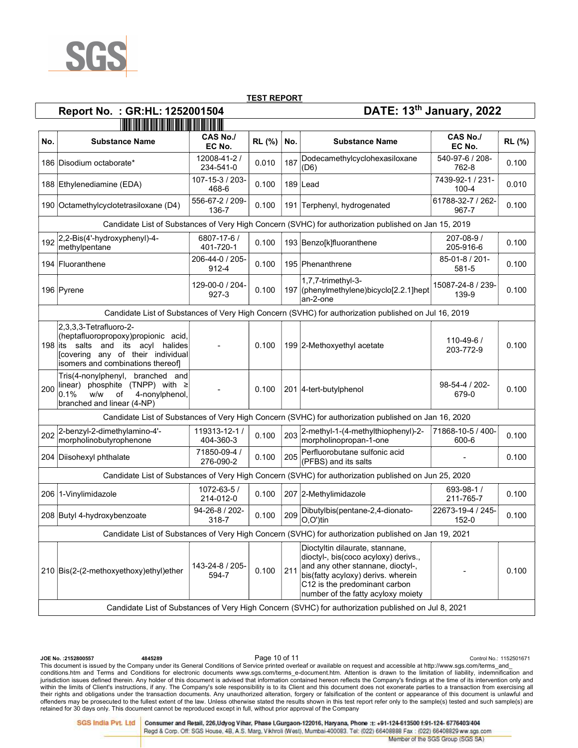**TEST REPORT**

**Report No. : GR:HL: 1252001504** **DATE: 13th January, 2022**

| No. | Substance Name | CAS No./ EC No. | RL (%) | No. | Substance Name | CAS No./ EC No. | RL (%) |
|---|---|---|---|---|---|---|---|
| 186 | Disodium octaborate* | 12008-41-2 / 234-541-0 | 0.010 | 187 | Dodecamethylcyclohexasiloxane (D6) | 540-97-6 / 208-762-8 | 0.100 |
| 188 | Ethylenediamine (EDA) | 107-15-3 / 203-468-6 | 0.100 | 189 | Lead | 7439-92-1 / 231-100-4 | 0.010 |
| 190 | Octamethylcyclotetrasiloxane (D4) | 556-67-2 / 209-136-7 | 0.100 | 191 | Terphenyl, hydrogenated | 61788-32-7 / 262-967-7 | 0.100 |
| Candidate List of Substances of Very High Concern (SVHC) for authorization published on Jan 15, 2019 | | | | | | | |
| 192 | 2,2-Bis(4'-hydroxyphenyl)-4-methylpentane | 6807-17-6 / 401-720-1 | 0.100 | 193 | Benzo[k]fluoranthene | 207-08-9 / 205-916-6 | 0.100 |
| 194 | Fluoranthene | 206-44-0 / 205-912-4 | 0.100 | 195 | Phenanthrene | 85-01-8 / 201-581-5 | 0.100 |
| 196 | Pyrene | 129-00-0 / 204-927-3 | 0.100 | 197 | 1,7,7-trimethyl-3-(phenylmethylene)bicyclo[2.2.1]heptan-2-one | 15087-24-8 / 239-139-9 | 0.100 |
| Candidate List of Substances of Very High Concern (SVHC) for authorization published on Jul 16, 2019 | | | | | | | |
| 198 | 2,3,3,3-Tetrafluoro-2-(heptafluoropropoxy)propionic acid, its salts and its acyl halides [covering any of their individual isomers and combinations thereof] | - | 0.100 | 199 | 2-Methoxyethyl acetate | 110-49-6 / 203-772-9 | 0.100 |
| 200 | Tris(4-nonylphenyl, branched and linear) phosphite (TNPP) with ≥ 0.1% w/w of 4-nonylphenol, branched and linear (4-NP) | - | 0.100 | 201 | 4-tert-butylphenol | 98-54-4 / 202-679-0 | 0.100 |
| Candidate List of Substances of Very High Concern (SVHC) for authorization published on Jan 16, 2020 | | | | | | | |
| 202 | 2-benzyl-2-dimethylamino-4'-morpholinobutyrophenone | 119313-12-1 / 404-360-3 | 0.100 | 203 | 2-methyl-1-(4-methylthiophenyl)-2-morpholinopropan-1-one | 71868-10-5 / 400-600-6 | 0.100 |
| 204 | Diisohexyl phthalate | 71850-09-4 / 276-090-2 | 0.100 | 205 | Perfluorobutane sulfonic acid (PFBS) and its salts | - | 0.100 |
| Candidate List of Substances of Very High Concern (SVHC) for authorization published on Jun 25, 2020 | | | | | | | |
| 206 | 1-Vinylimidazole | 1072-63-5 / 214-012-0 | 0.100 | 207 | 2-Methylimidazole | 693-98-1 / 211-765-7 | 0.100 |
| 208 | Butyl 4-hydroxybenzoate | 94-26-8 / 202-318-7 | 0.100 | 209 | Dibutylbis(pentane-2,4-dionato-O,O')tin | 22673-19-4 / 245-152-0 | 0.100 |
| Candidate List of Substances of Very High Concern (SVHC) for authorization published on Jan 19, 2021 | | | | | | | |
| 210 | Bis(2-(2-methoxyethoxy)ethyl)ether | 143-24-8 / 205-594-7 | 0.100 | 211 | Dioctyltin dilaurate, stannane, dioctyl-, bis(coco acyloxy) derivs., and any other stannane, dioctyl-, bis(fatty acyloxy) derivs. wherein C12 is the predominant carbon number of the fatty acyloxy moiety | - | 0.100 |
| Candidate List of Substances of Very High Concern (SVHC) for authorization published on Jul 8, 2021 | | | | | | | |

JOE No. :2152800557 4845289 Control No.: 1152501671

This document is issued by the Company under its General Conditions of Service printed overleaf or available on request and accessible at http://www.sgs.com/terms_and_conditions.htm and Terms and Conditions for electronic documents www.sgs.com/terms_e-document.htm. Attention is drawn to the limitation of liability, indemnification and jurisdiction issues defined therein. Any holder of this document is advised that information contained hereon reflects the Company's findings at the time of its intervention only and within the limits of Client's instructions, if any. The Company's sole responsibility is to its Client and this document does not exonerate parties to a transaction from exercising all their rights and obligations under the transaction documents. Any unauthorized alteration, forgery or falsification of the content or appearance of this document is unlawful and offenders may be prosecuted to the fullest extent of the law. Unless otherwise stated the results shown in this test report refer only to the sample(s) tested and such sample(s) are retained for 30 days only. This document cannot be reproduced except in full, without prior approval of the Company

SGS India Pvt. Ltd | Consumer and Retail, 226,Udyog Vihar, Phase I,Gurgaon-122016, Haryana, Phone :t: +91-124-613500 f:91-124- 6776403/404
Regd & Corp. Off: SGS House, 4B, A.S. Marg, Vikhroli (West), Mumbai-400083. Tel: (022) 66408888 Fax : (022) 66408829 ww.sgs.com
Member of the SGS Group (SGS SA)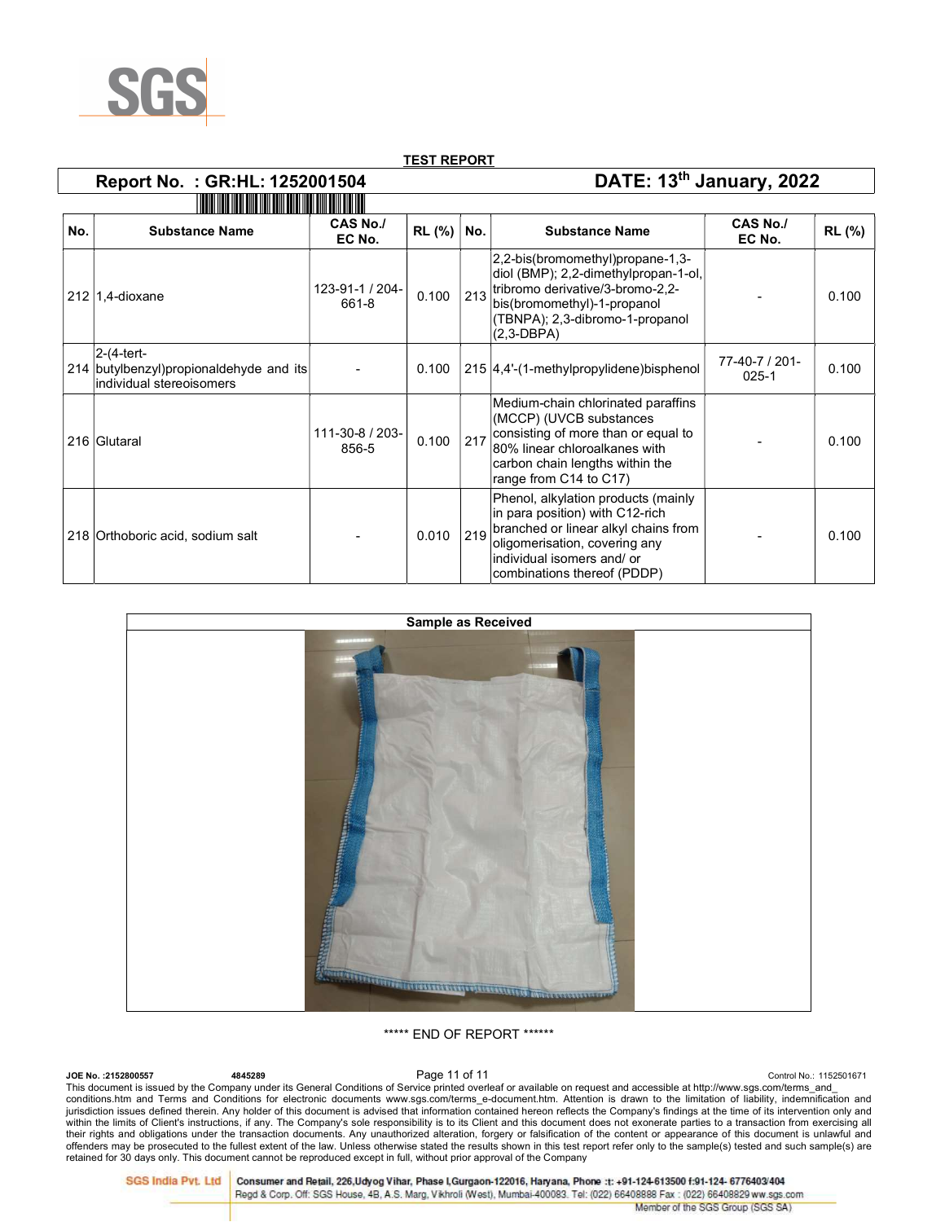**TEST REPORT**

**Report No. : GR:HL: 1252001504** **DATE: 13th January, 2022**

| No. | Substance Name | CAS No./ EC No. | RL (%) | No. | Substance Name | CAS No./ EC No. | RL (%) |
|---|---|---|---|---|---|---|---|
| 212 | 1,4-dioxane | 123-91-1 / 204-661-8 | 0.100 | 213 | 2,2-bis(bromomethyl)propane-1,3-diol (BMP); 2,2-dimethylpropan-1-ol, tribromo derivative/3-bromo-2,2-bis(bromomethyl)-1-propanol (TBNPA); 2,3-dibromo-1-propanol (2,3-DBPA) | - | 0.100 |
| 214 | 2-(4-tert-butylbenzyl)propionaldehyde and its individual stereoisomers | - | 0.100 | 215 | 4,4'-(1-methylpropylidene)bisphenol | 77-40-7 / 201-025-1 | 0.100 |
| 216 | Glutaral | 111-30-8 / 203-856-5 | 0.100 | 217 | Medium-chain chlorinated paraffins (MCCP) (UVCB substances consisting of more than or equal to 80% linear chloroalkanes with carbon chain lengths within the range from C14 to C17) | - | 0.100 |
| 218 | Orthoboric acid, sodium salt | - | 0.010 | 219 | Phenol, alkylation products (mainly in para position) with C12-rich branched or linear alkyl chains from oligomerisation, covering any individual isomers and/ or combinations thereof (PDDP) | - | 0.100 |

**Sample as Received**

***** END OF REPORT ******

JOE No. :2152800557 4845289 Control No.: 1152501671

This document is issued by the Company under its General Conditions of Service printed overleaf or available on request and accessible at http://www.sgs.com/terms_and_conditions.htm and Terms and Conditions for electronic documents www.sgs.com/terms_e-document.htm. Attention is drawn to the limitation of liability, indemnification and jurisdiction issues defined therein. Any holder of this document is advised that information contained hereon reflects the Company's findings at the time of its intervention only and within the limits of Client's instructions, if any. The Company's sole responsibility is to its Client and this document does not exonerate parties to a transaction from exercising all their rights and obligations under the transaction documents. Any unauthorized alteration, forgery or falsification of the content or appearance of this document is unlawful and offenders may be prosecuted to the fullest extent of the law. Unless otherwise stated the results shown in this test report refer only to the sample(s) tested and such sample(s) are retained for 30 days only. This document cannot be reproduced except in full, without prior approval of the Company

SGS India Pvt. Ltd | Consumer and Retail, 226,Udyog Vihar, Phase I,Gurgaon-122016, Haryana, Phone :t: +91-124-613500 f:91-124- 6776403/404
Regd & Corp. Off: SGS House, 4B, A.S. Marg, Vikhroli (West), Mumbai-400083. Tel: (022) 66408888 Fax : (022) 66408829 ww.sgs.com
Member of the SGS Group (SGS SA)